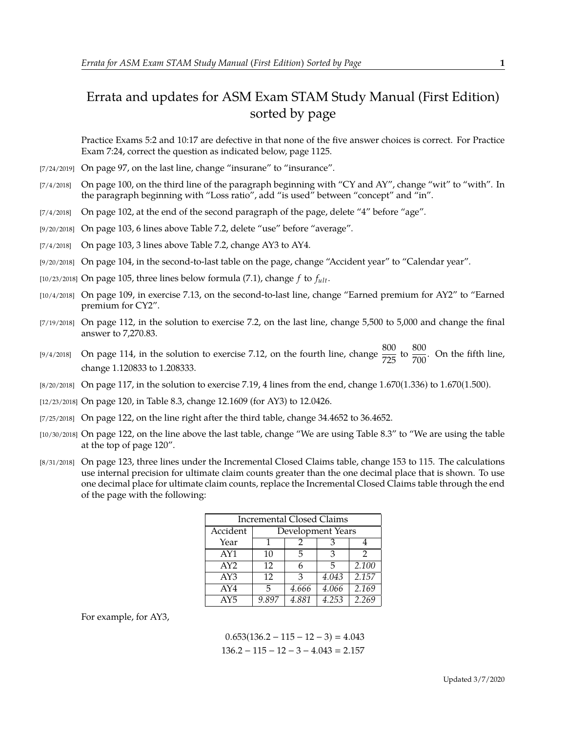# Errata and updates for ASM Exam STAM Study Manual (First Edition) sorted by page

Practice Exams 5:2 and 10:17 are defective in that none of the five answer choices is correct. For Practice Exam 7:24, correct the question as indicated below, page 1125.

[7/24/2019] On page 97, on the last line, change "insurane" to "insurance".

[7/4/2018] On page 100, on the third line of the paragraph beginning with "CY and AY", change "wit" to "with". In the paragraph beginning with "Loss ratio", add "is used" between "concept" and "in".

[7/4/2018] On page 102, at the end of the second paragraph of the page, delete "4" before "age".

[9/20/2018] On page 103, 6 lines above Table 7.2, delete "use" before "average".

[7/4/2018] On page 103, 3 lines above Table 7.2, change AY3 to AY4.

[9/20/2018] On page 104, in the second-to-last table on the page, change "Accident year" to "Calendar year".

[10/23/2018] On page 105, three lines below formula (7.1), change $f$ to $f_{ult}$.

[10/4/2018] On page 109, in exercise 7.13, on the second-to-last line, change "Earned premium for AY2" to "Earned premium for CY2".

[7/19/2018] On page 112, in the solution to exercise 7.2, on the last line, change 5,500 to 5,000 and change the final answer to 7,270.83.

[9/4/2018] On page 114, in the solution to exercise 7.12, on the fourth line, change $\frac{800}{725}$ to $\frac{800}{700}$. On the fifth line, change 1.120833 to 1.208333.

[8/20/2018] On page 117, in the solution to exercise 7.19, 4 lines from the end, change 1.670(1.336) to 1.670(1.500).

[12/23/2018] On page 120, in Table 8.3, change 12.1609 (for AY3) to 12.0426.

[7/25/2018] On page 122, on the line right after the third table, change 34.4652 to 36.4652.

[10/30/2018] On page 122, on the line above the last table, change "We are using Table 8.3" to "We are using the table at the top of page 120".

[8/31/2018] On page 123, three lines under the Incremental Closed Claims table, change 153 to 115. The calculations use internal precision for ultimate claim counts greater than the one decimal place that is shown. To use one decimal place for ultimate claim counts, replace the Incremental Closed Claims table through the end of the page with the following:

| Incremental Closed Claims | | | | |
|---|---|---|---|---|
| Accident | Development Years | | | |
| Year | 1 | 2 | 3 | 4 |
| AY1 | 10 | 5 | 3 | 2 |
| AY2 | 12 | 6 | 5 | *2.100* |
| AY3 | 12 | 3 | *4.043* | *2.157* |
| AY4 | 5 | *4.666* | *4.066* | *2.169* |
| AY5 | *9.897* | *4.881* | *4.253* | *2.269* |

For example, for AY3,

$$0.653(136.2 - 115 - 12 - 3) = 4.043$$
$$136.2 - 115 - 12 - 3 - 4.043 = 2.157$$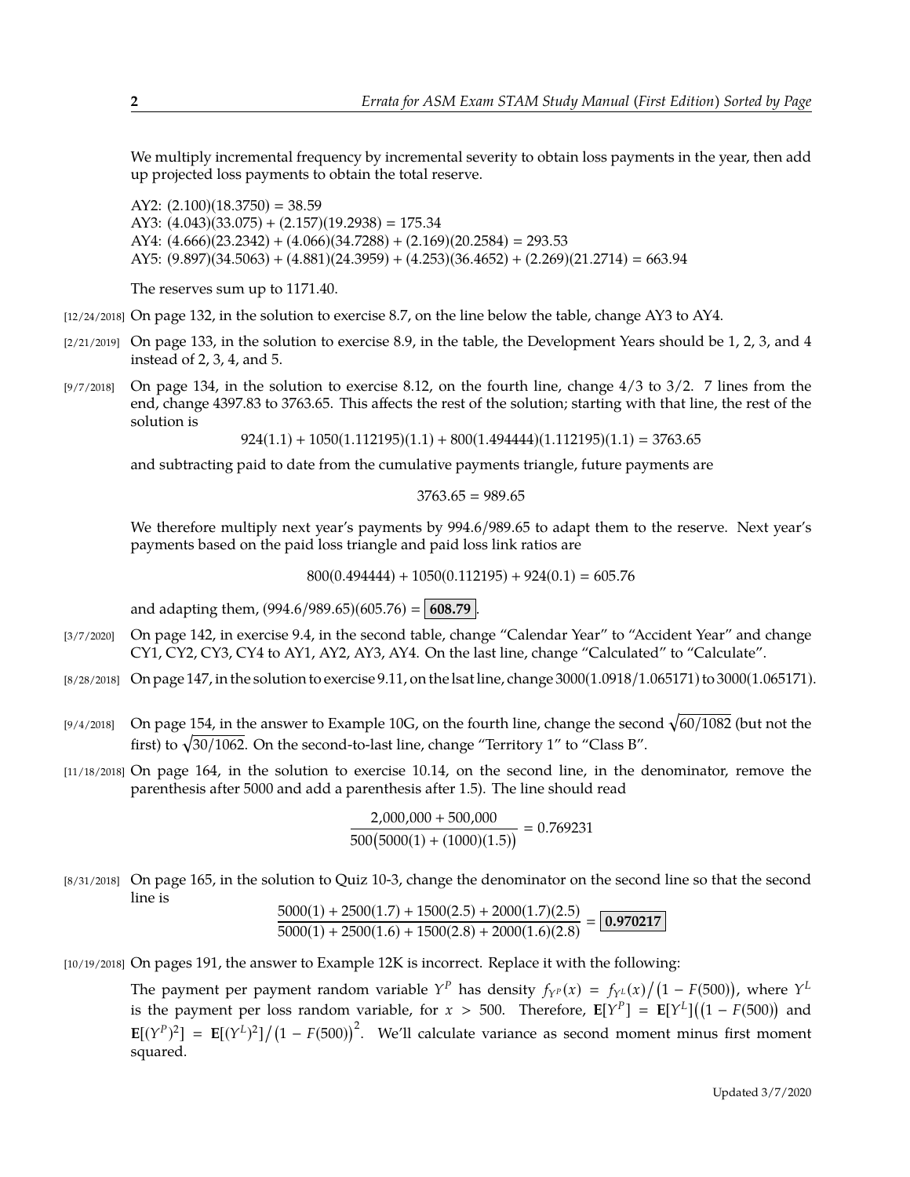We multiply incremental frequency by incremental severity to obtain loss payments in the year, then add up projected loss payments to obtain the total reserve.

AY2: $(2.100)(18.3750) = 38.59$
AY3: $(4.043)(33.075) + (2.157)(19.2938) = 175.34$
AY4: $(4.666)(23.2342) + (4.066)(34.7288) + (2.169)(20.2584) = 293.53$
AY5: $(9.897)(34.5063) + (4.881)(24.3959) + (4.253)(36.4652) + (2.269)(21.2714) = 663.94$

The reserves sum up to 1171.40.

[12/24/2018] On page 132, in the solution to exercise 8.7, on the line below the table, change AY3 to AY4.

[2/21/2019] On page 133, in the solution to exercise 8.9, in the table, the Development Years should be 1, 2, 3, and 4 instead of 2, 3, 4, and 5.

[9/7/2018] On page 134, in the solution to exercise 8.12, on the fourth line, change 4/3 to 3/2. 7 lines from the end, change 4397.83 to 3763.65. This affects the rest of the solution; starting with that line, the rest of the solution is

$$924(1.1) + 1050(1.112195)(1.1) + 800(1.494444)(1.112195)(1.1) = 3763.65$$

and subtracting paid to date from the cumulative payments triangle, future payments are

$$3763.65 = 989.65$$

We therefore multiply next year's payments by 994.6/989.65 to adapt them to the reserve. Next year's payments based on the paid loss triangle and paid loss link ratios are

$$800(0.494444) + 1050(0.112195) + 924(0.1) = 605.76$$

and adapting them, $(994.6/989.65)(605.76) = \boxed{\mathbf{608.79}}$.

[3/7/2020] On page 142, in exercise 9.4, in the second table, change "Calendar Year" to "Accident Year" and change CY1, CY2, CY3, CY4 to AY1, AY2, AY3, AY4. On the last line, change "Calculated" to "Calculate".

[8/28/2018] On page 147, in the solution to exercise 9.11, on the lsat line, change 3000(1.0918/1.065171) to 3000(1.065171).

[9/4/2018] On page 154, in the answer to Example 10G, on the fourth line, change the second $\sqrt{60/1082}$ (but not the first) to $\sqrt{30/1062}$. On the second-to-last line, change "Territory 1" to "Class B".

[11/18/2018] On page 164, in the solution to exercise 10.14, on the second line, in the denominator, remove the parenthesis after 5000 and add a parenthesis after 1.5). The line should read

$$\frac{2{,}000{,}000 + 500{,}000}{500\big(5000(1) + (1000)(1.5)\big)} = 0.769231$$

[8/31/2018] On page 165, in the solution to Quiz 10-3, change the denominator on the second line so that the second line is

$$\frac{5000(1) + 2500(1.7) + 1500(2.5) + 2000(1.7)(2.5)}{5000(1) + 2500(1.6) + 1500(2.8) + 2000(1.6)(2.8)} = \boxed{\mathbf{0.970217}}$$

[10/19/2018] On pages 191, the answer to Example 12K is incorrect. Replace it with the following:

The payment per payment random variable $Y^P$ has density $f_{Y^P}(x) = f_{Y^L}(x)/\big(1 - F(500)\big)$, where $Y^L$ is the payment per loss random variable, for $x > 500$. Therefore, $\mathbf{E}[Y^P] = \mathbf{E}[Y^L]\big((1 - F(500)\big)$ and $\mathbf{E}[(Y^P)^2] = \mathbf{E}[(Y^L)^2]/\big(1 - F(500)\big)^2$. We'll calculate variance as second moment minus first moment squared.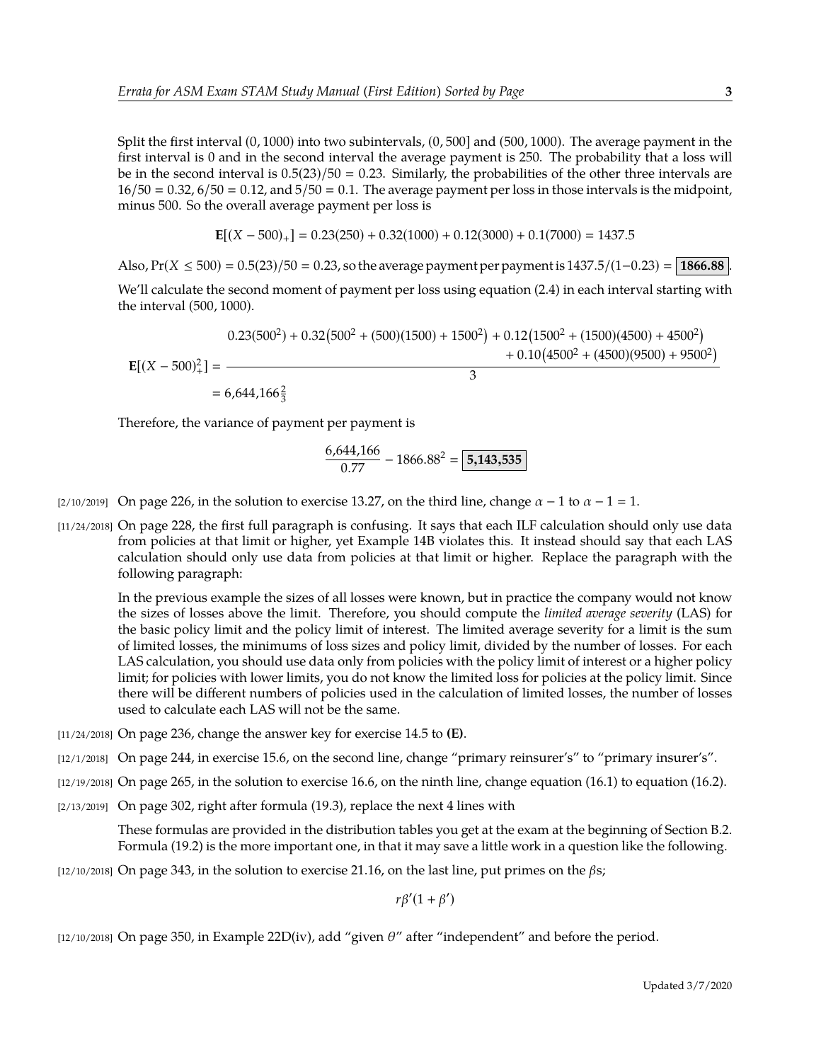Split the first interval $(0, 1000)$ into two subintervals, $(0, 500]$ and $(500, 1000)$. The average payment in the first interval is 0 and in the second interval the average payment is 250. The probability that a loss will be in the second interval is $0.5(23)/50 = 0.23$. Similarly, the probabilities of the other three intervals are $16/50 = 0.32$, $6/50 = 0.12$, and $5/50 = 0.1$. The average payment per loss in those intervals is the midpoint, minus 500. So the overall average payment per loss is

$$\mathbf{E}[(X-500)_+] = 0.23(250) + 0.32(1000) + 0.12(3000) + 0.1(7000) = 1437.5$$

Also, $\Pr(X \le 500) = 0.5(23)/50 = 0.23$, so the average payment per payment is $1437.5/(1-0.23) = \boxed{\mathbf{1866.88}}$.

We'll calculate the second moment of payment per loss using equation (2.4) in each interval starting with the interval $(500, 1000)$.

$$\mathbf{E}[(X-500)_+^2] = \frac{\begin{aligned}0.23(500^2) + 0.32\big(500^2 + (500)(1500) + 1500^2\big) + 0.12\big(1500^2 + (1500)(4500) + 4500^2\big)\\ + 0.10\big(4500^2 + (4500)(9500) + 9500^2\big)\end{aligned}}{3}$$
$$= 6{,}644{,}166\tfrac{2}{3}$$

Therefore, the variance of payment per payment is

$$\frac{6{,}644{,}166}{0.77} - 1866.88^2 = \boxed{\mathbf{5{,}143{,}535}}$$

[2/10/2019] On page 226, in the solution to exercise 13.27, on the third line, change $\alpha - 1$ to $\alpha - 1 = 1$.

[11/24/2018] On page 228, the first full paragraph is confusing. It says that each ILF calculation should only use data from policies at that limit or higher, yet Example 14B violates this. It instead should say that each LAS calculation should only use data from policies at that limit or higher. Replace the paragraph with the following paragraph:

> In the previous example the sizes of all losses were known, but in practice the company would not know the sizes of losses above the limit. Therefore, you should compute the *limited average severity* (LAS) for the basic policy limit and the policy limit of interest. The limited average severity for a limit is the sum of limited losses, the minimums of loss sizes and policy limit, divided by the number of losses. For each LAS calculation, you should use data only from policies with the policy limit of interest or a higher policy limit; for policies with lower limits, you do not know the limited loss for policies at the policy limit. Since there will be different numbers of policies used in the calculation of limited losses, the number of losses used to calculate each LAS will not be the same.

[11/24/2018] On page 236, change the answer key for exercise 14.5 to **(E)**.

[12/1/2018] On page 244, in exercise 15.6, on the second line, change "primary reinsurer's" to "primary insurer's".

[12/19/2018] On page 265, in the solution to exercise 16.6, on the ninth line, change equation (16.1) to equation (16.2).

[2/13/2019] On page 302, right after formula (19.3), replace the next 4 lines with

> These formulas are provided in the distribution tables you get at the exam at the beginning of Section B.2. Formula (19.2) is the more important one, in that it may save a little work in a question like the following.

[12/10/2018] On page 343, in the solution to exercise 21.16, on the last line, put primes on the $\beta$s;

$$r\beta'(1+\beta')$$

[12/10/2018] On page 350, in Example 22D(iv), add "given $\theta$" after "independent" and before the period.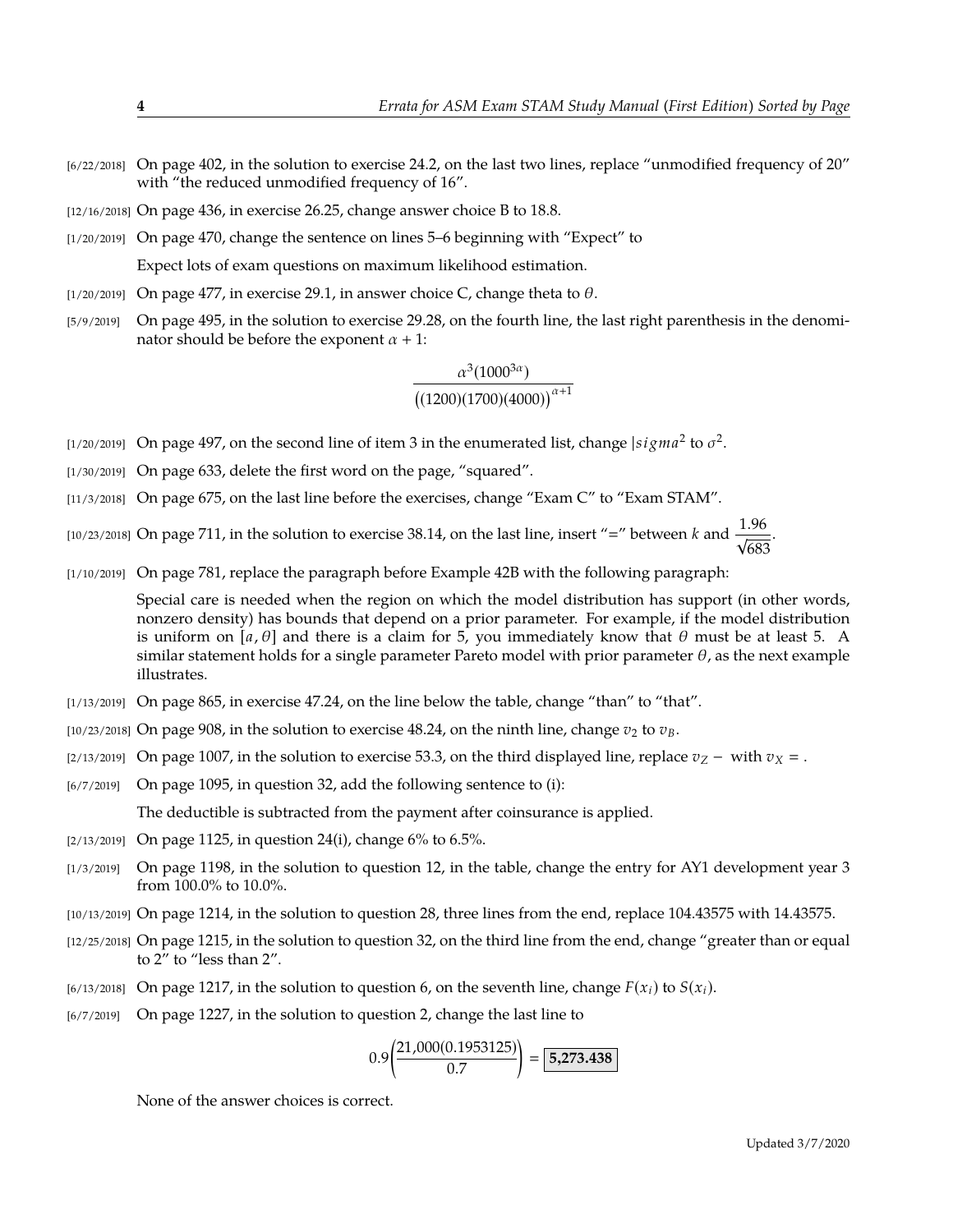[6/22/2018] On page 402, in the solution to exercise 24.2, on the last two lines, replace "unmodified frequency of 20" with "the reduced unmodified frequency of 16".

[12/16/2018] On page 436, in exercise 26.25, change answer choice B to 18.8.

[1/20/2019] On page 470, change the sentence on lines 5–6 beginning with "Expect" to

Expect lots of exam questions on maximum likelihood estimation.

[1/20/2019] On page 477, in exercise 29.1, in answer choice C, change theta to $\theta$.

[5/9/2019] On page 495, in the solution to exercise 29.28, on the fourth line, the last right parenthesis in the denominator should be before the exponent $\alpha + 1$:

$$\frac{\alpha^3(1000^{3\alpha})}{\big((1200)(1700)(4000)\big)^{\alpha+1}}$$

[1/20/2019] On page 497, on the second line of item 3 in the enumerated list, change $|sigma^2$ to $\sigma^2$.

[1/30/2019] On page 633, delete the first word on the page, "squared".

[11/3/2018] On page 675, on the last line before the exercises, change "Exam C" to "Exam STAM".

[10/23/2018] On page 711, in the solution to exercise 38.14, on the last line, insert "=" between $k$ and $\dfrac{1.96}{\sqrt{683}}$.

[1/10/2019] On page 781, replace the paragraph before Example 42B with the following paragraph:

Special care is needed when the region on which the model distribution has support (in other words, nonzero density) has bounds that depend on a prior parameter. For example, if the model distribution is uniform on $[a, \theta]$ and there is a claim for 5, you immediately know that $\theta$ must be at least 5. A similar statement holds for a single parameter Pareto model with prior parameter $\theta$, as the next example illustrates.

[1/13/2019] On page 865, in exercise 47.24, on the line below the table, change "than" to "that".

[10/23/2018] On page 908, in the solution to exercise 48.24, on the ninth line, change $v_2$ to $v_B$.

[2/13/2019] On page 1007, in the solution to exercise 53.3, on the third displayed line, replace $v_Z -$ with $v_X =$.

[6/7/2019] On page 1095, in question 32, add the following sentence to (i):

The deductible is subtracted from the payment after coinsurance is applied.

[2/13/2019] On page 1125, in question 24(i), change 6% to 6.5%.

[1/3/2019] On page 1198, in the solution to question 12, in the table, change the entry for AY1 development year 3 from 100.0% to 10.0%.

[10/13/2019] On page 1214, in the solution to question 28, three lines from the end, replace 104.43575 with 14.43575.

[12/25/2018] On page 1215, in the solution to question 32, on the third line from the end, change "greater than or equal to 2" to "less than 2".

[6/13/2018] On page 1217, in the solution to question 6, on the seventh line, change $F(x_i)$ to $S(x_i)$.

[6/7/2019] On page 1227, in the solution to question 2, change the last line to

$$0.9\left(\frac{21{,}000(0.1953125)}{0.7}\right) = \boxed{\mathbf{5{,}273.438}}$$

None of the answer choices is correct.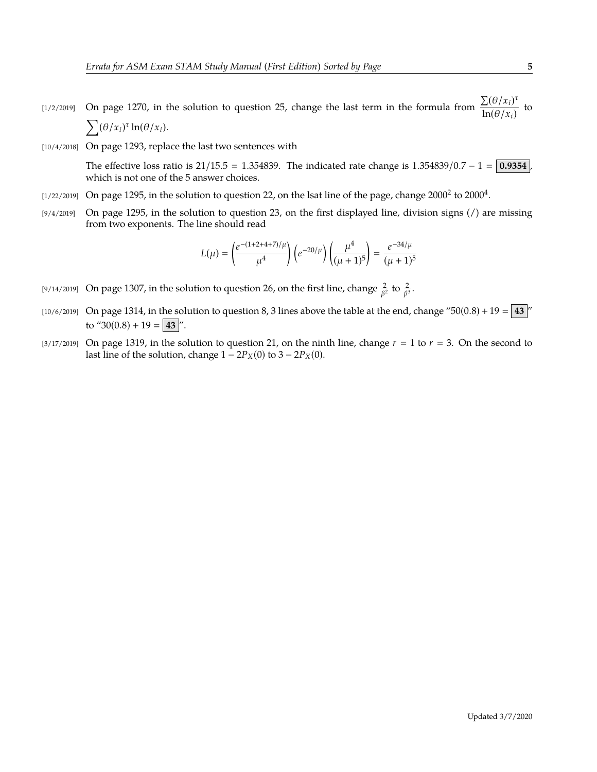[1/2/2019] On page 1270, in the solution to question 25, change the last term in the formula from $\dfrac{\sum(\theta/x_i)^\tau}{\ln(\theta/x_i)}$ to $\sum(\theta/x_i)^\tau \ln(\theta/x_i)$.

[10/4/2018] On page 1293, replace the last two sentences with

> The effective loss ratio is $21/15.5 = 1.354839$. The indicated rate change is $1.354839/0.7 - 1 = \boxed{\mathbf{0.9354}}$, which is not one of the 5 answer choices.

[1/22/2019] On page 1295, in the solution to question 22, on the lsat line of the page, change $2000^2$ to $2000^4$.

[9/4/2019] On page 1295, in the solution to question 23, on the first displayed line, division signs (/) are missing from two exponents. The line should read

$$L(\mu) = \left(\frac{e^{-(1+2+4+7)/\mu}}{\mu^4}\right)\left(e^{-20/\mu}\right)\left(\frac{\mu^4}{(\mu+1)^5}\right) = \frac{e^{-34/\mu}}{(\mu+1)^5}$$

[9/14/2019] On page 1307, in the solution to question 26, on the first line, change $\frac{2}{\beta^2}$ to $\frac{2}{\beta^3}$.

[10/6/2019] On page 1314, in the solution to question 8, 3 lines above the table at the end, change "$50(0.8) + 19 = \boxed{\mathbf{43}}$" to "$30(0.8) + 19 = \boxed{\mathbf{43}}$".

[3/17/2019] On page 1319, in the solution to question 21, on the ninth line, change $r = 1$ to $r = 3$. On the second to last line of the solution, change $1 - 2P_X(0)$ to $3 - 2P_X(0)$.